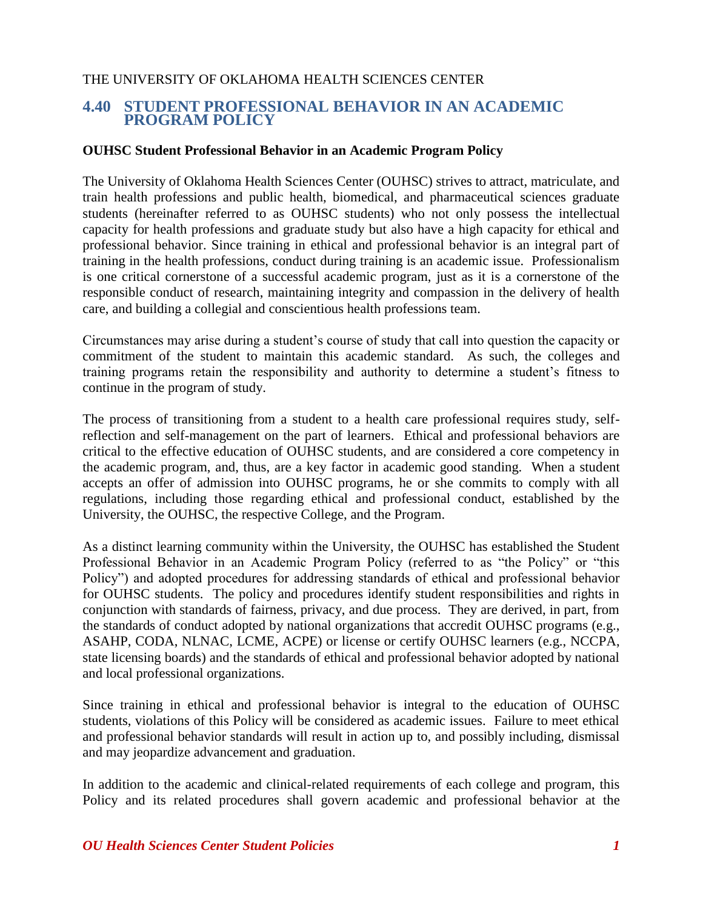THE UNIVERSITY OF OKLAHOMA HEALTH SCIENCES CENTER

# 4.40 STUDENT PROFESSIONAL BEHAVIOR IN AN ACADEMIC PROGRAM POLICY

**OUHSC Student Professional Behavior in an Academic Program Policy**

The University of Oklahoma Health Sciences Center (OUHSC) strives to attract, matriculate, and train health professions and public health, biomedical, and pharmaceutical sciences graduate students (hereinafter referred to as OUHSC students) who not only possess the intellectual capacity for health professions and graduate study but also have a high capacity for ethical and professional behavior. Since training in ethical and professional behavior is an integral part of training in the health professions, conduct during training is an academic issue. Professionalism is one critical cornerstone of a successful academic program, just as it is a cornerstone of the responsible conduct of research, maintaining integrity and compassion in the delivery of health care, and building a collegial and conscientious health professions team.

Circumstances may arise during a student's course of study that call into question the capacity or commitment of the student to maintain this academic standard. As such, the colleges and training programs retain the responsibility and authority to determine a student's fitness to continue in the program of study.

The process of transitioning from a student to a health care professional requires study, self-reflection and self-management on the part of learners. Ethical and professional behaviors are critical to the effective education of OUHSC students, and are considered a core competency in the academic program, and, thus, are a key factor in academic good standing. When a student accepts an offer of admission into OUHSC programs, he or she commits to comply with all regulations, including those regarding ethical and professional conduct, established by the University, the OUHSC, the respective College, and the Program.

As a distinct learning community within the University, the OUHSC has established the Student Professional Behavior in an Academic Program Policy (referred to as "the Policy" or "this Policy") and adopted procedures for addressing standards of ethical and professional behavior for OUHSC students. The policy and procedures identify student responsibilities and rights in conjunction with standards of fairness, privacy, and due process. They are derived, in part, from the standards of conduct adopted by national organizations that accredit OUHSC programs (e.g., ASAHP, CODA, NLNAC, LCME, ACPE) or license or certify OUHSC learners (e.g., NCCPA, state licensing boards) and the standards of ethical and professional behavior adopted by national and local professional organizations.

Since training in ethical and professional behavior is integral to the education of OUHSC students, violations of this Policy will be considered as academic issues. Failure to meet ethical and professional behavior standards will result in action up to, and possibly including, dismissal and may jeopardize advancement and graduation.

In addition to the academic and clinical-related requirements of each college and program, this Policy and its related procedures shall govern academic and professional behavior at the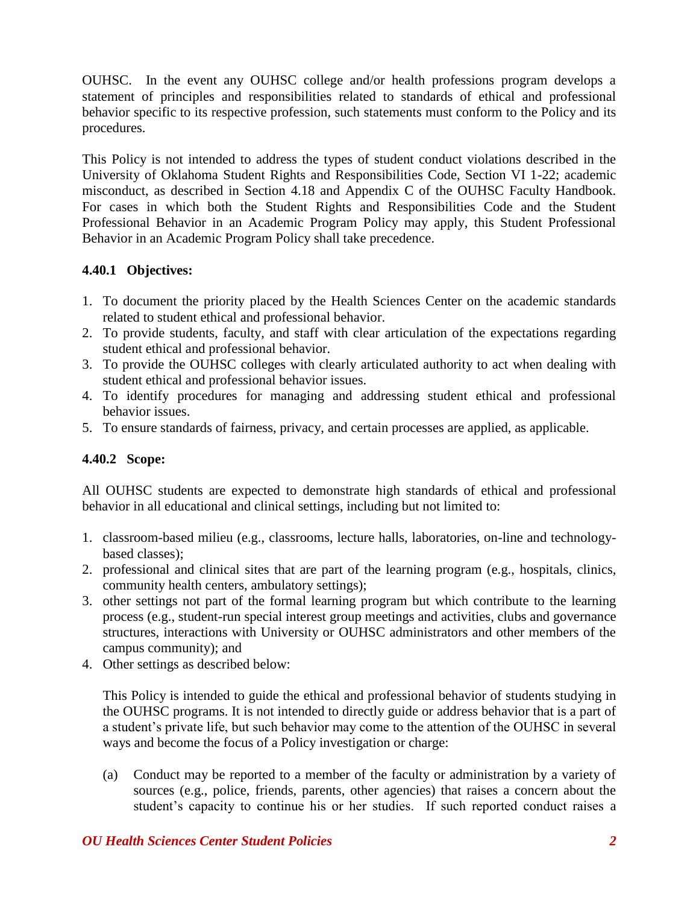OUHSC. In the event any OUHSC college and/or health professions program develops a statement of principles and responsibilities related to standards of ethical and professional behavior specific to its respective profession, such statements must conform to the Policy and its procedures.

This Policy is not intended to address the types of student conduct violations described in the University of Oklahoma Student Rights and Responsibilities Code, Section VI 1-22; academic misconduct, as described in Section 4.18 and Appendix C of the OUHSC Faculty Handbook. For cases in which both the Student Rights and Responsibilities Code and the Student Professional Behavior in an Academic Program Policy may apply, this Student Professional Behavior in an Academic Program Policy shall take precedence.

### 4.40.1 Objectives:

1. To document the priority placed by the Health Sciences Center on the academic standards related to student ethical and professional behavior.
2. To provide students, faculty, and staff with clear articulation of the expectations regarding student ethical and professional behavior.
3. To provide the OUHSC colleges with clearly articulated authority to act when dealing with student ethical and professional behavior issues.
4. To identify procedures for managing and addressing student ethical and professional behavior issues.
5. To ensure standards of fairness, privacy, and certain processes are applied, as applicable.

### 4.40.2 Scope:

All OUHSC students are expected to demonstrate high standards of ethical and professional behavior in all educational and clinical settings, including but not limited to:

1. classroom-based milieu (e.g., classrooms, lecture halls, laboratories, on-line and technology-based classes);
2. professional and clinical sites that are part of the learning program (e.g., hospitals, clinics, community health centers, ambulatory settings);
3. other settings not part of the formal learning program but which contribute to the learning process (e.g., student-run special interest group meetings and activities, clubs and governance structures, interactions with University or OUHSC administrators and other members of the campus community); and
4. Other settings as described below:

   This Policy is intended to guide the ethical and professional behavior of students studying in the OUHSC programs. It is not intended to directly guide or address behavior that is a part of a student's private life, but such behavior may come to the attention of the OUHSC in several ways and become the focus of a Policy investigation or charge:

   (a) Conduct may be reported to a member of the faculty or administration by a variety of sources (e.g., police, friends, parents, other agencies) that raises a concern about the student's capacity to continue his or her studies. If such reported conduct raises a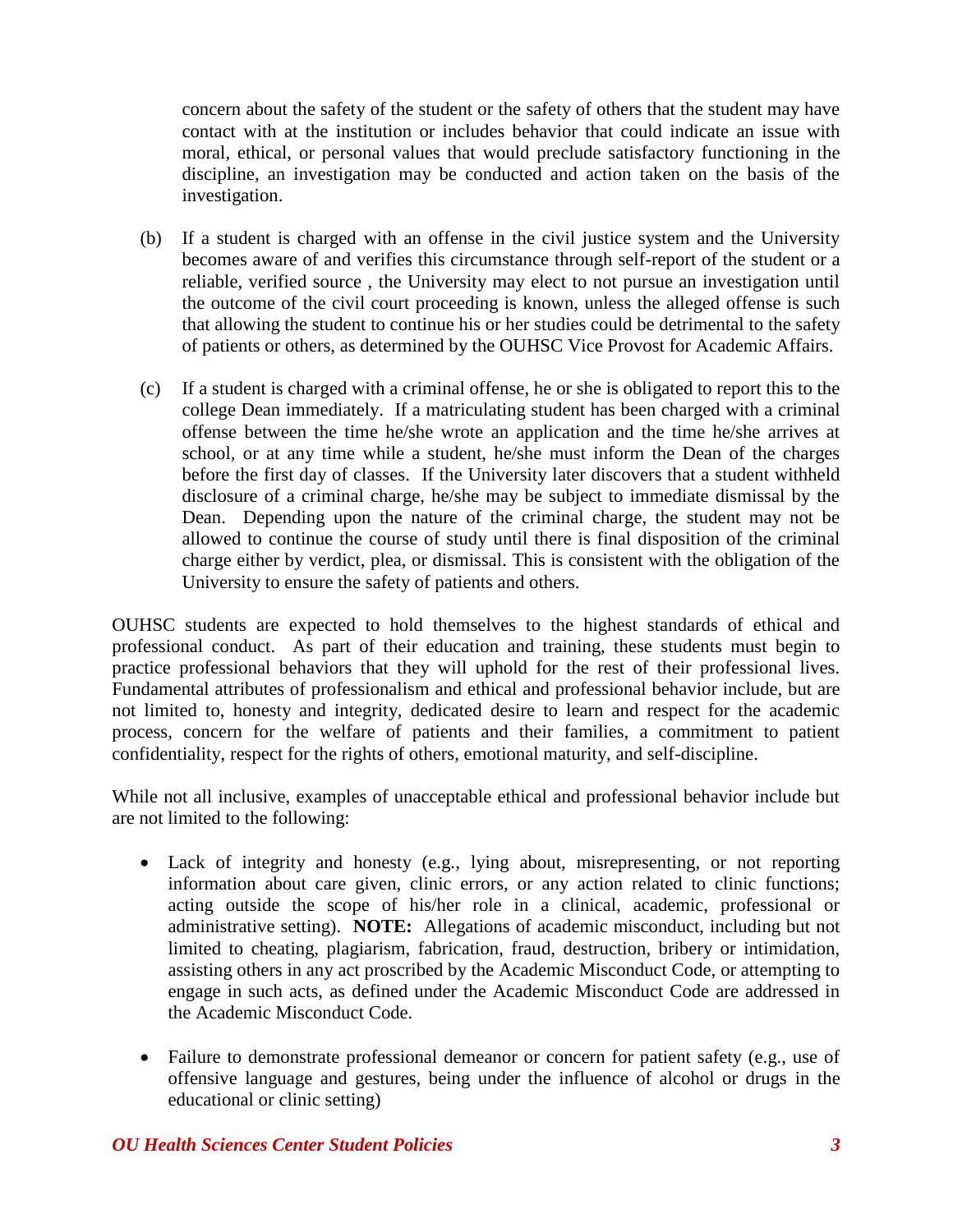concern about the safety of the student or the safety of others that the student may have contact with at the institution or includes behavior that could indicate an issue with moral, ethical, or personal values that would preclude satisfactory functioning in the discipline, an investigation may be conducted and action taken on the basis of the investigation.

(b) If a student is charged with an offense in the civil justice system and the University becomes aware of and verifies this circumstance through self-report of the student or a reliable, verified source , the University may elect to not pursue an investigation until the outcome of the civil court proceeding is known, unless the alleged offense is such that allowing the student to continue his or her studies could be detrimental to the safety of patients or others, as determined by the OUHSC Vice Provost for Academic Affairs.

(c) If a student is charged with a criminal offense, he or she is obligated to report this to the college Dean immediately. If a matriculating student has been charged with a criminal offense between the time he/she wrote an application and the time he/she arrives at school, or at any time while a student, he/she must inform the Dean of the charges before the first day of classes. If the University later discovers that a student withheld disclosure of a criminal charge, he/she may be subject to immediate dismissal by the Dean. Depending upon the nature of the criminal charge, the student may not be allowed to continue the course of study until there is final disposition of the criminal charge either by verdict, plea, or dismissal. This is consistent with the obligation of the University to ensure the safety of patients and others.

OUHSC students are expected to hold themselves to the highest standards of ethical and professional conduct. As part of their education and training, these students must begin to practice professional behaviors that they will uphold for the rest of their professional lives. Fundamental attributes of professionalism and ethical and professional behavior include, but are not limited to, honesty and integrity, dedicated desire to learn and respect for the academic process, concern for the welfare of patients and their families, a commitment to patient confidentiality, respect for the rights of others, emotional maturity, and self-discipline.

While not all inclusive, examples of unacceptable ethical and professional behavior include but are not limited to the following:

- Lack of integrity and honesty (e.g., lying about, misrepresenting, or not reporting information about care given, clinic errors, or any action related to clinic functions; acting outside the scope of his/her role in a clinical, academic, professional or administrative setting). **NOTE:** Allegations of academic misconduct, including but not limited to cheating, plagiarism, fabrication, fraud, destruction, bribery or intimidation, assisting others in any act proscribed by the Academic Misconduct Code, or attempting to engage in such acts, as defined under the Academic Misconduct Code are addressed in the Academic Misconduct Code.

- Failure to demonstrate professional demeanor or concern for patient safety (e.g., use of offensive language and gestures, being under the influence of alcohol or drugs in the educational or clinic setting)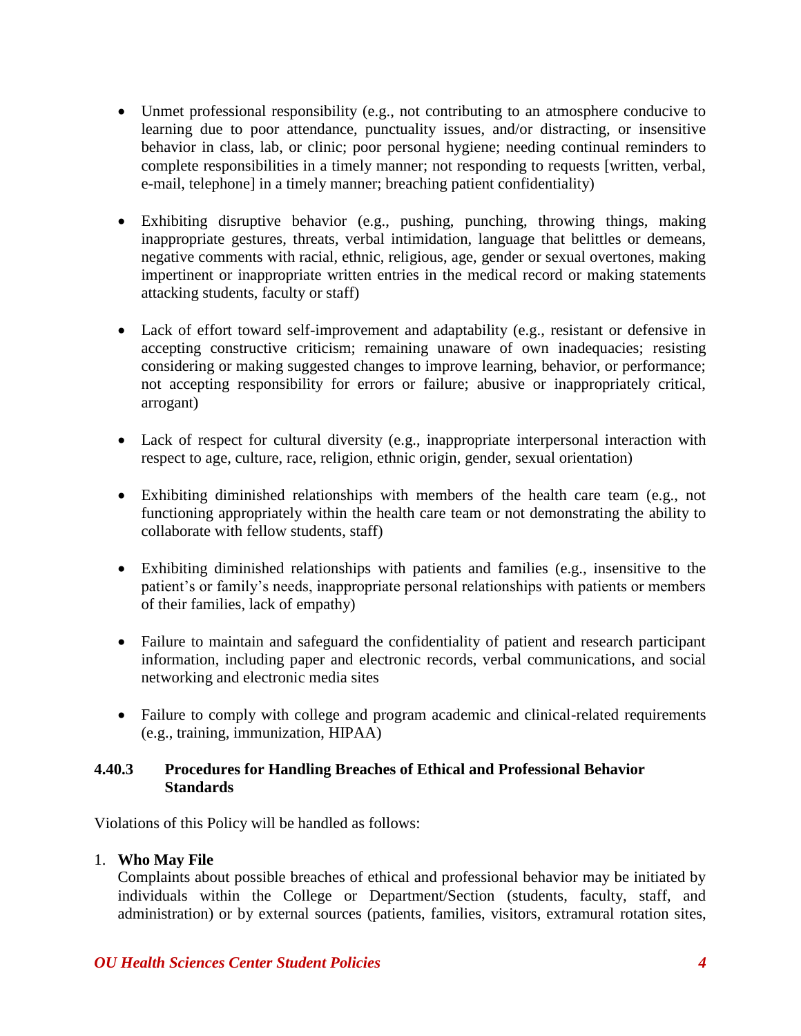- Unmet professional responsibility (e.g., not contributing to an atmosphere conducive to learning due to poor attendance, punctuality issues, and/or distracting, or insensitive behavior in class, lab, or clinic; poor personal hygiene; needing continual reminders to complete responsibilities in a timely manner; not responding to requests [written, verbal, e-mail, telephone] in a timely manner; breaching patient confidentiality)

- Exhibiting disruptive behavior (e.g., pushing, punching, throwing things, making inappropriate gestures, threats, verbal intimidation, language that belittles or demeans, negative comments with racial, ethnic, religious, age, gender or sexual overtones, making impertinent or inappropriate written entries in the medical record or making statements attacking students, faculty or staff)

- Lack of effort toward self-improvement and adaptability (e.g., resistant or defensive in accepting constructive criticism; remaining unaware of own inadequacies; resisting considering or making suggested changes to improve learning, behavior, or performance; not accepting responsibility for errors or failure; abusive or inappropriately critical, arrogant)

- Lack of respect for cultural diversity (e.g., inappropriate interpersonal interaction with respect to age, culture, race, religion, ethnic origin, gender, sexual orientation)

- Exhibiting diminished relationships with members of the health care team (e.g., not functioning appropriately within the health care team or not demonstrating the ability to collaborate with fellow students, staff)

- Exhibiting diminished relationships with patients and families (e.g., insensitive to the patient's or family's needs, inappropriate personal relationships with patients or members of their families, lack of empathy)

- Failure to maintain and safeguard the confidentiality of patient and research participant information, including paper and electronic records, verbal communications, and social networking and electronic media sites

- Failure to comply with college and program academic and clinical-related requirements (e.g., training, immunization, HIPAA)

### 4.40.3 Procedures for Handling Breaches of Ethical and Professional Behavior Standards

Violations of this Policy will be handled as follows:

1. **Who May File**
   Complaints about possible breaches of ethical and professional behavior may be initiated by individuals within the College or Department/Section (students, faculty, staff, and administration) or by external sources (patients, families, visitors, extramural rotation sites,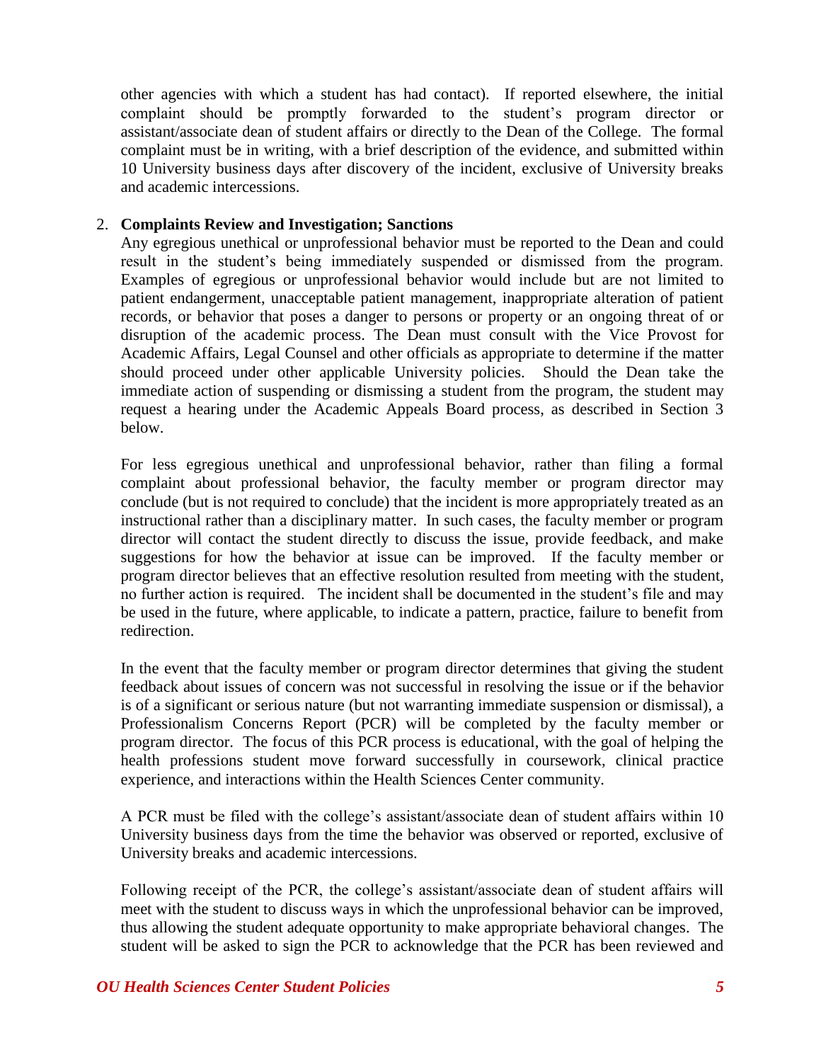other agencies with which a student has had contact). If reported elsewhere, the initial complaint should be promptly forwarded to the student's program director or assistant/associate dean of student affairs or directly to the Dean of the College. The formal complaint must be in writing, with a brief description of the evidence, and submitted within 10 University business days after discovery of the incident, exclusive of University breaks and academic intercessions.

2. **Complaints Review and Investigation; Sanctions**

   Any egregious unethical or unprofessional behavior must be reported to the Dean and could result in the student's being immediately suspended or dismissed from the program. Examples of egregious or unprofessional behavior would include but are not limited to patient endangerment, unacceptable patient management, inappropriate alteration of patient records, or behavior that poses a danger to persons or property or an ongoing threat of or disruption of the academic process. The Dean must consult with the Vice Provost for Academic Affairs, Legal Counsel and other officials as appropriate to determine if the matter should proceed under other applicable University policies. Should the Dean take the immediate action of suspending or dismissing a student from the program, the student may request a hearing under the Academic Appeals Board process, as described in Section 3 below.

   For less egregious unethical and unprofessional behavior, rather than filing a formal complaint about professional behavior, the faculty member or program director may conclude (but is not required to conclude) that the incident is more appropriately treated as an instructional rather than a disciplinary matter. In such cases, the faculty member or program director will contact the student directly to discuss the issue, provide feedback, and make suggestions for how the behavior at issue can be improved. If the faculty member or program director believes that an effective resolution resulted from meeting with the student, no further action is required. The incident shall be documented in the student's file and may be used in the future, where applicable, to indicate a pattern, practice, failure to benefit from redirection.

   In the event that the faculty member or program director determines that giving the student feedback about issues of concern was not successful in resolving the issue or if the behavior is of a significant or serious nature (but not warranting immediate suspension or dismissal), a Professionalism Concerns Report (PCR) will be completed by the faculty member or program director. The focus of this PCR process is educational, with the goal of helping the health professions student move forward successfully in coursework, clinical practice experience, and interactions within the Health Sciences Center community.

   A PCR must be filed with the college's assistant/associate dean of student affairs within 10 University business days from the time the behavior was observed or reported, exclusive of University breaks and academic intercessions.

   Following receipt of the PCR, the college's assistant/associate dean of student affairs will meet with the student to discuss ways in which the unprofessional behavior can be improved, thus allowing the student adequate opportunity to make appropriate behavioral changes. The student will be asked to sign the PCR to acknowledge that the PCR has been reviewed and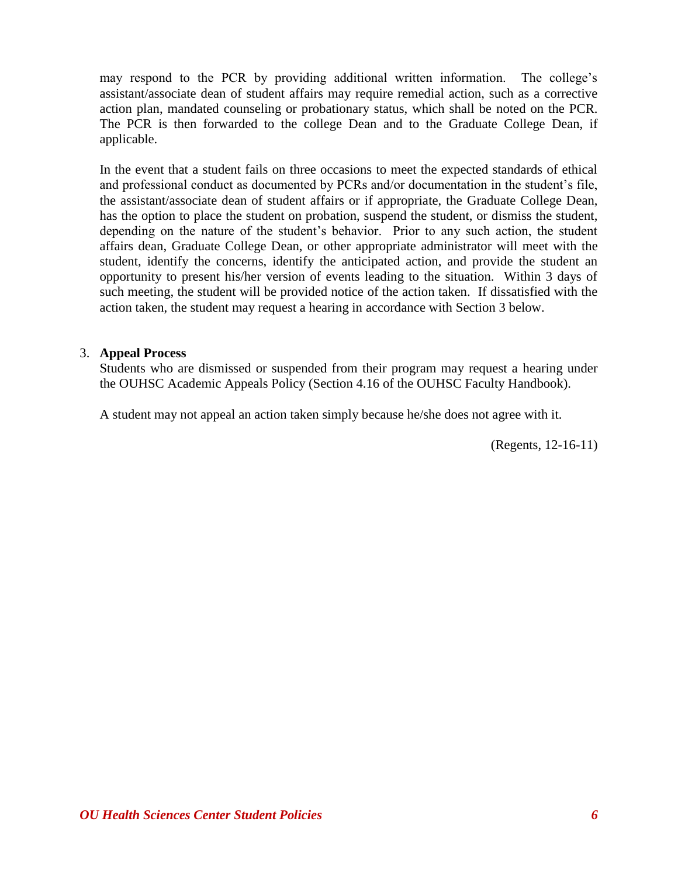may respond to the PCR by providing additional written information. The college's assistant/associate dean of student affairs may require remedial action, such as a corrective action plan, mandated counseling or probationary status, which shall be noted on the PCR. The PCR is then forwarded to the college Dean and to the Graduate College Dean, if applicable.

In the event that a student fails on three occasions to meet the expected standards of ethical and professional conduct as documented by PCRs and/or documentation in the student's file, the assistant/associate dean of student affairs or if appropriate, the Graduate College Dean, has the option to place the student on probation, suspend the student, or dismiss the student, depending on the nature of the student's behavior. Prior to any such action, the student affairs dean, Graduate College Dean, or other appropriate administrator will meet with the student, identify the concerns, identify the anticipated action, and provide the student an opportunity to present his/her version of events leading to the situation. Within 3 days of such meeting, the student will be provided notice of the action taken. If dissatisfied with the action taken, the student may request a hearing in accordance with Section 3 below.

3. **Appeal Process**

   Students who are dismissed or suspended from their program may request a hearing under the OUHSC Academic Appeals Policy (Section 4.16 of the OUHSC Faculty Handbook).

   A student may not appeal an action taken simply because he/she does not agree with it.

(Regents, 12-16-11)